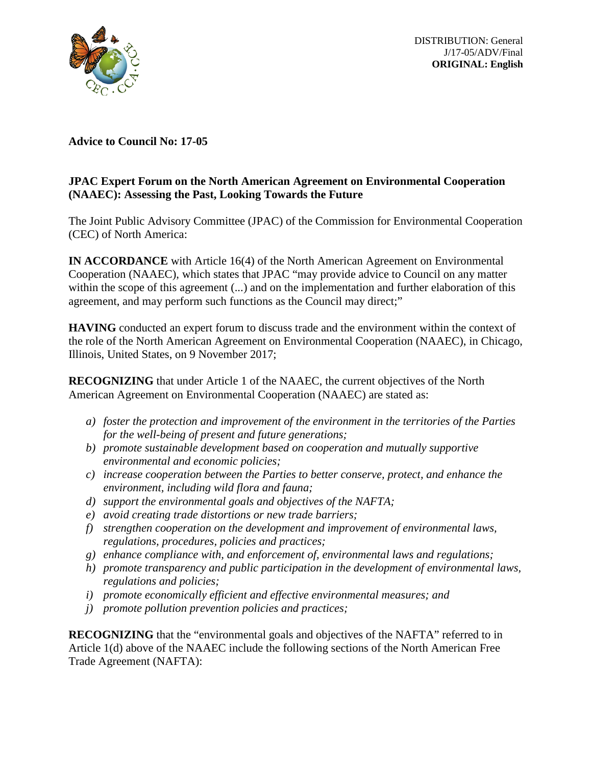DISTRIBUTION: General
J/17-05/ADV/Final
**ORIGINAL: English**

**Advice to Council No: 17-05**

**JPAC Expert Forum on the North American Agreement on Environmental Cooperation (NAAEC): Assessing the Past, Looking Towards the Future**

The Joint Public Advisory Committee (JPAC) of the Commission for Environmental Cooperation (CEC) of North America:

**IN ACCORDANCE** with Article 16(4) of the North American Agreement on Environmental Cooperation (NAAEC), which states that JPAC "may provide advice to Council on any matter within the scope of this agreement (...) and on the implementation and further elaboration of this agreement, and may perform such functions as the Council may direct;"

**HAVING** conducted an expert forum to discuss trade and the environment within the context of the role of the North American Agreement on Environmental Cooperation (NAAEC), in Chicago, Illinois, United States, on 9 November 2017;

**RECOGNIZING** that under Article 1 of the NAAEC, the current objectives of the North American Agreement on Environmental Cooperation (NAAEC) are stated as:

a) *foster the protection and improvement of the environment in the territories of the Parties for the well-being of present and future generations;*
b) *promote sustainable development based on cooperation and mutually supportive environmental and economic policies;*
c) *increase cooperation between the Parties to better conserve, protect, and enhance the environment, including wild flora and fauna;*
d) *support the environmental goals and objectives of the NAFTA;*
e) *avoid creating trade distortions or new trade barriers;*
f) *strengthen cooperation on the development and improvement of environmental laws, regulations, procedures, policies and practices;*
g) *enhance compliance with, and enforcement of, environmental laws and regulations;*
h) *promote transparency and public participation in the development of environmental laws, regulations and policies;*
i) *promote economically efficient and effective environmental measures; and*
j) *promote pollution prevention policies and practices;*

**RECOGNIZING** that the "environmental goals and objectives of the NAFTA" referred to in Article 1(d) above of the NAAEC include the following sections of the North American Free Trade Agreement (NAFTA):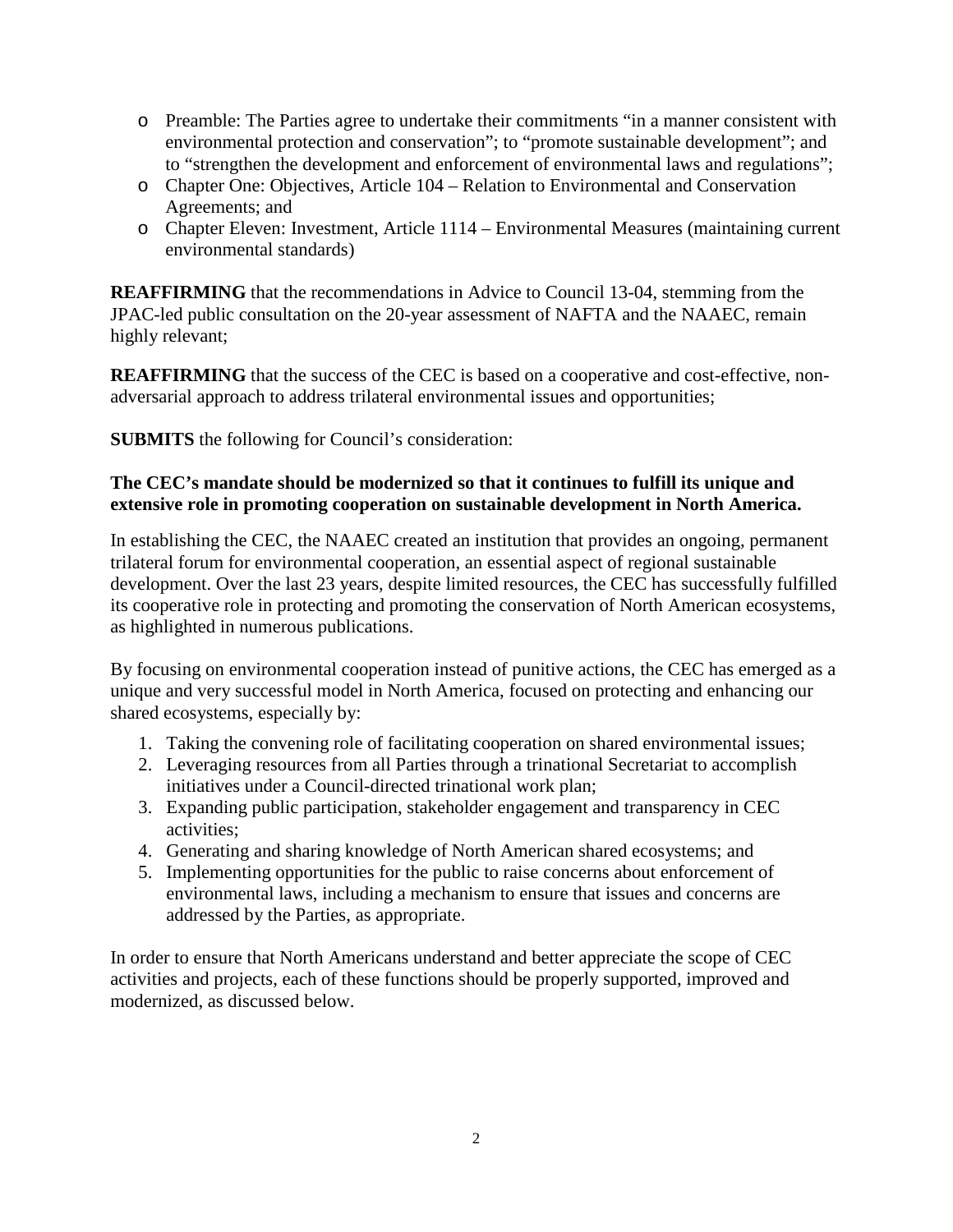- Preamble: The Parties agree to undertake their commitments "in a manner consistent with environmental protection and conservation"; to "promote sustainable development"; and to "strengthen the development and enforcement of environmental laws and regulations";
- Chapter One: Objectives, Article 104 – Relation to Environmental and Conservation Agreements; and
- Chapter Eleven: Investment, Article 1114 – Environmental Measures (maintaining current environmental standards)

**REAFFIRMING** that the recommendations in Advice to Council 13-04, stemming from the JPAC-led public consultation on the 20-year assessment of NAFTA and the NAAEC, remain highly relevant;

**REAFFIRMING** that the success of the CEC is based on a cooperative and cost-effective, non-adversarial approach to address trilateral environmental issues and opportunities;

**SUBMITS** the following for Council's consideration:

**The CEC's mandate should be modernized so that it continues to fulfill its unique and extensive role in promoting cooperation on sustainable development in North America.**

In establishing the CEC, the NAAEC created an institution that provides an ongoing, permanent trilateral forum for environmental cooperation, an essential aspect of regional sustainable development. Over the last 23 years, despite limited resources, the CEC has successfully fulfilled its cooperative role in protecting and promoting the conservation of North American ecosystems, as highlighted in numerous publications.

By focusing on environmental cooperation instead of punitive actions, the CEC has emerged as a unique and very successful model in North America, focused on protecting and enhancing our shared ecosystems, especially by:

1. Taking the convening role of facilitating cooperation on shared environmental issues;
2. Leveraging resources from all Parties through a trinational Secretariat to accomplish initiatives under a Council-directed trinational work plan;
3. Expanding public participation, stakeholder engagement and transparency in CEC activities;
4. Generating and sharing knowledge of North American shared ecosystems; and
5. Implementing opportunities for the public to raise concerns about enforcement of environmental laws, including a mechanism to ensure that issues and concerns are addressed by the Parties, as appropriate.

In order to ensure that North Americans understand and better appreciate the scope of CEC activities and projects, each of these functions should be properly supported, improved and modernized, as discussed below.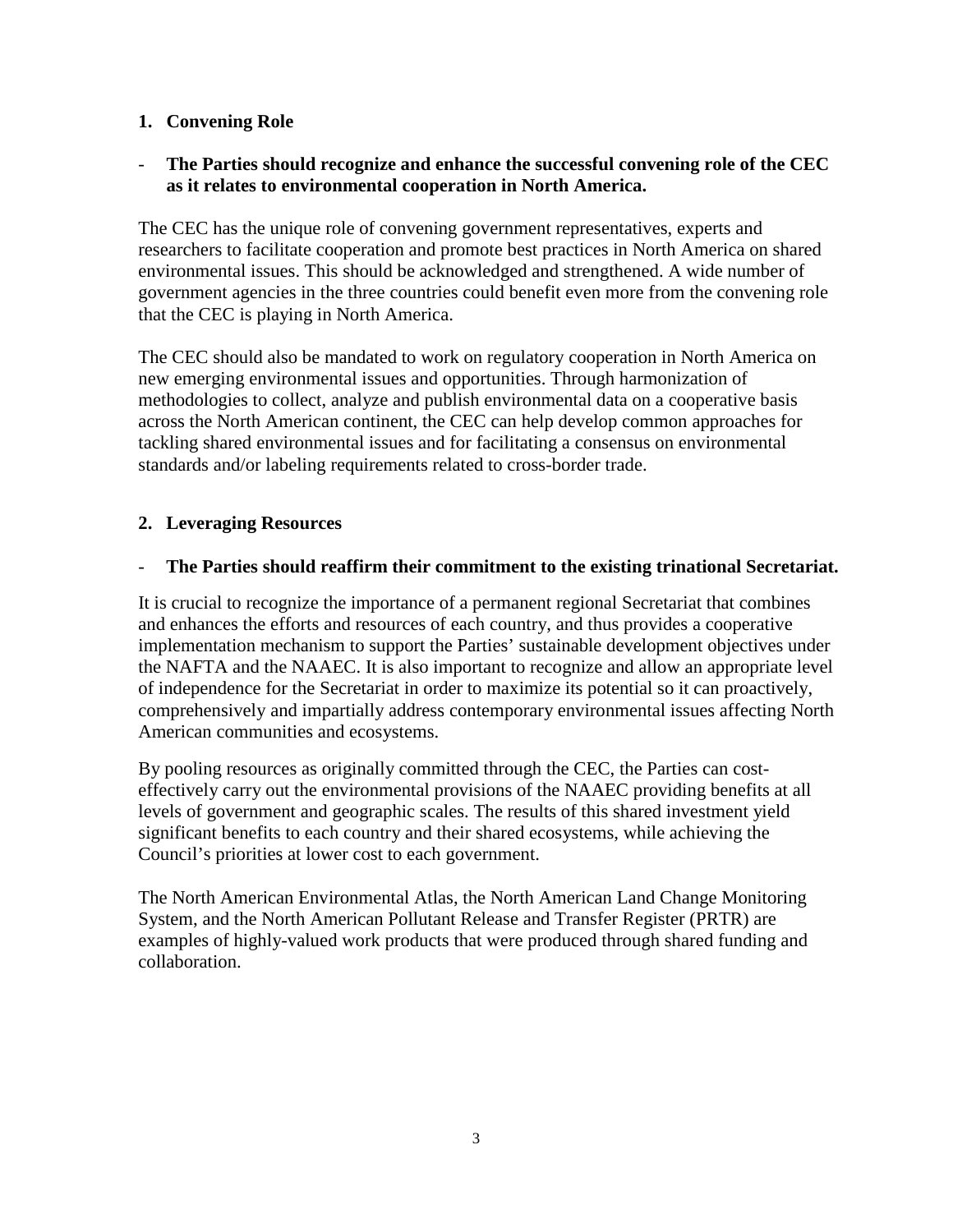## 1. Convening Role

- **The Parties should recognize and enhance the successful convening role of the CEC as it relates to environmental cooperation in North America.**

The CEC has the unique role of convening government representatives, experts and researchers to facilitate cooperation and promote best practices in North America on shared environmental issues. This should be acknowledged and strengthened. A wide number of government agencies in the three countries could benefit even more from the convening role that the CEC is playing in North America.

The CEC should also be mandated to work on regulatory cooperation in North America on new emerging environmental issues and opportunities. Through harmonization of methodologies to collect, analyze and publish environmental data on a cooperative basis across the North American continent, the CEC can help develop common approaches for tackling shared environmental issues and for facilitating a consensus on environmental standards and/or labeling requirements related to cross-border trade.

## 2. Leveraging Resources

- **The Parties should reaffirm their commitment to the existing trinational Secretariat.**

It is crucial to recognize the importance of a permanent regional Secretariat that combines and enhances the efforts and resources of each country, and thus provides a cooperative implementation mechanism to support the Parties' sustainable development objectives under the NAFTA and the NAAEC. It is also important to recognize and allow an appropriate level of independence for the Secretariat in order to maximize its potential so it can proactively, comprehensively and impartially address contemporary environmental issues affecting North American communities and ecosystems.

By pooling resources as originally committed through the CEC, the Parties can cost-effectively carry out the environmental provisions of the NAAEC providing benefits at all levels of government and geographic scales. The results of this shared investment yield significant benefits to each country and their shared ecosystems, while achieving the Council's priorities at lower cost to each government.

The North American Environmental Atlas, the North American Land Change Monitoring System, and the North American Pollutant Release and Transfer Register (PRTR) are examples of highly-valued work products that were produced through shared funding and collaboration.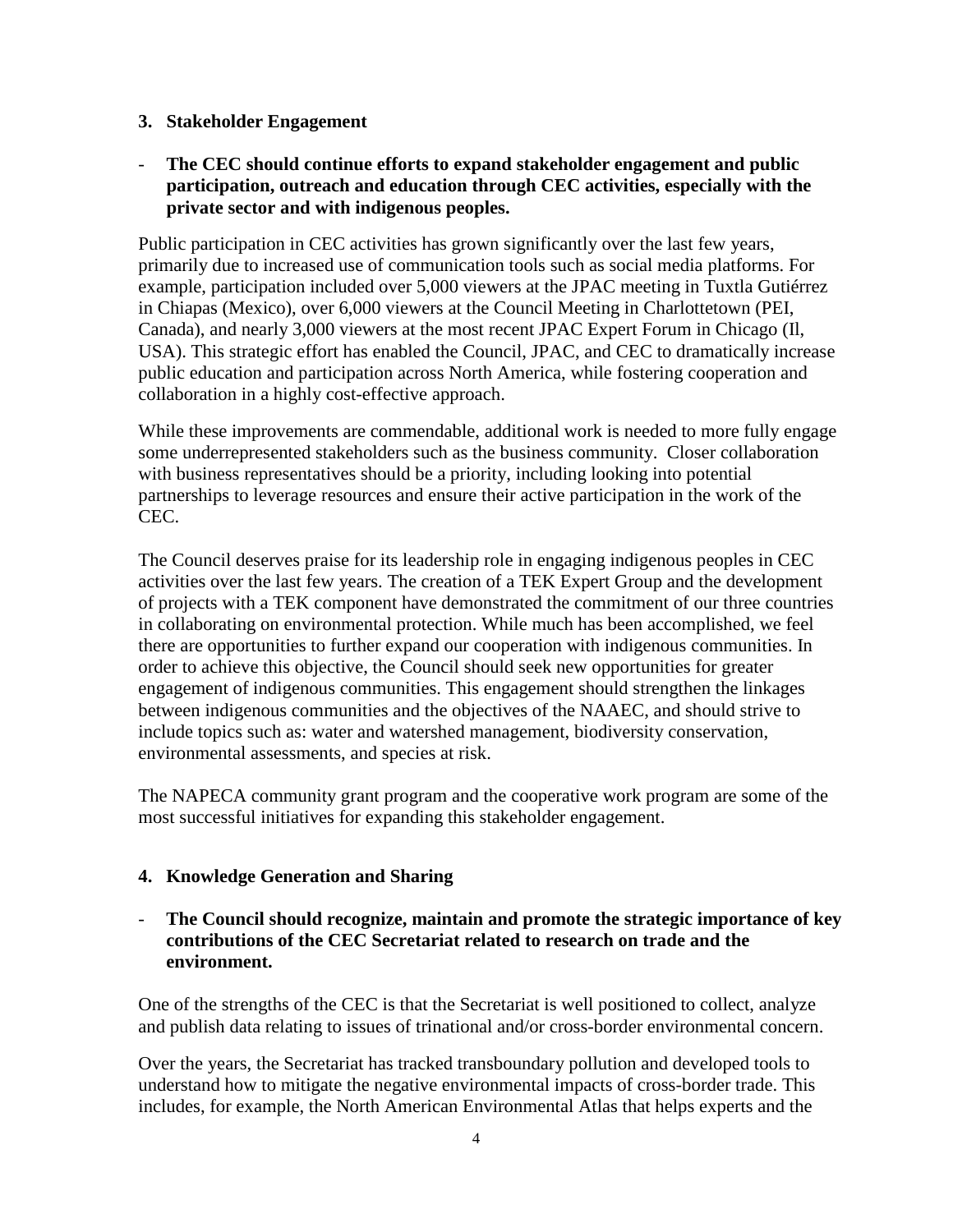### 3. Stakeholder Engagement

- **The CEC should continue efforts to expand stakeholder engagement and public participation, outreach and education through CEC activities, especially with the private sector and with indigenous peoples.**

Public participation in CEC activities has grown significantly over the last few years, primarily due to increased use of communication tools such as social media platforms. For example, participation included over 5,000 viewers at the JPAC meeting in Tuxtla Gutiérrez in Chiapas (Mexico), over 6,000 viewers at the Council Meeting in Charlottetown (PEI, Canada), and nearly 3,000 viewers at the most recent JPAC Expert Forum in Chicago (Il, USA). This strategic effort has enabled the Council, JPAC, and CEC to dramatically increase public education and participation across North America, while fostering cooperation and collaboration in a highly cost-effective approach.

While these improvements are commendable, additional work is needed to more fully engage some underrepresented stakeholders such as the business community. Closer collaboration with business representatives should be a priority, including looking into potential partnerships to leverage resources and ensure their active participation in the work of the CEC.

The Council deserves praise for its leadership role in engaging indigenous peoples in CEC activities over the last few years. The creation of a TEK Expert Group and the development of projects with a TEK component have demonstrated the commitment of our three countries in collaborating on environmental protection. While much has been accomplished, we feel there are opportunities to further expand our cooperation with indigenous communities. In order to achieve this objective, the Council should seek new opportunities for greater engagement of indigenous communities. This engagement should strengthen the linkages between indigenous communities and the objectives of the NAAEC, and should strive to include topics such as: water and watershed management, biodiversity conservation, environmental assessments, and species at risk.

The NAPECA community grant program and the cooperative work program are some of the most successful initiatives for expanding this stakeholder engagement.

### 4. Knowledge Generation and Sharing

- **The Council should recognize, maintain and promote the strategic importance of key contributions of the CEC Secretariat related to research on trade and the environment.**

One of the strengths of the CEC is that the Secretariat is well positioned to collect, analyze and publish data relating to issues of trinational and/or cross-border environmental concern.

Over the years, the Secretariat has tracked transboundary pollution and developed tools to understand how to mitigate the negative environmental impacts of cross-border trade. This includes, for example, the North American Environmental Atlas that helps experts and the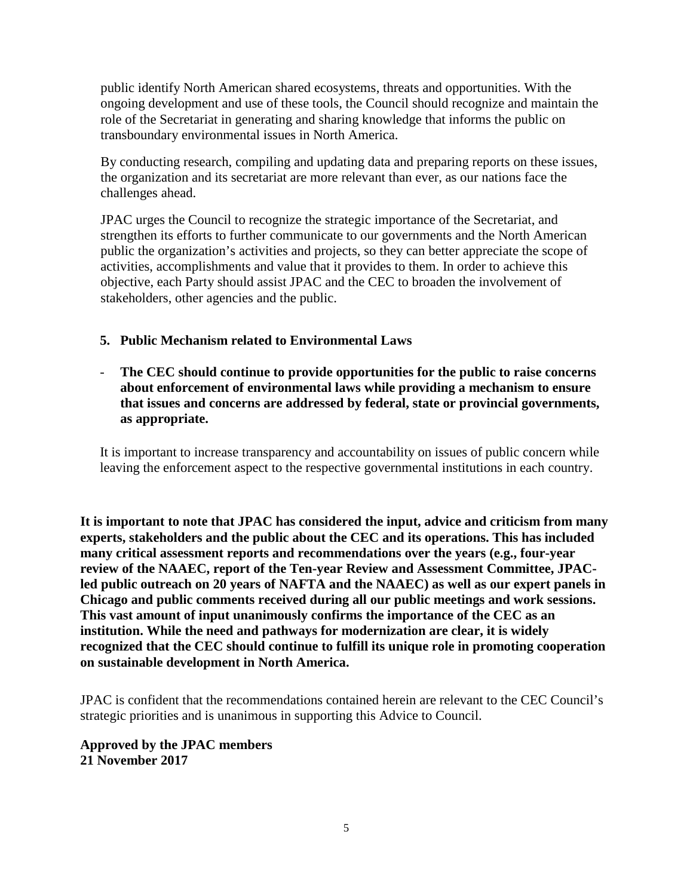public identify North American shared ecosystems, threats and opportunities. With the ongoing development and use of these tools, the Council should recognize and maintain the role of the Secretariat in generating and sharing knowledge that informs the public on transboundary environmental issues in North America.

By conducting research, compiling and updating data and preparing reports on these issues, the organization and its secretariat are more relevant than ever, as our nations face the challenges ahead.

JPAC urges the Council to recognize the strategic importance of the Secretariat, and strengthen its efforts to further communicate to our governments and the North American public the organization's activities and projects, so they can better appreciate the scope of activities, accomplishments and value that it provides to them. In order to achieve this objective, each Party should assist JPAC and the CEC to broaden the involvement of stakeholders, other agencies and the public.

5. **Public Mechanism related to Environmental Laws**

- **The CEC should continue to provide opportunities for the public to raise concerns about enforcement of environmental laws while providing a mechanism to ensure that issues and concerns are addressed by federal, state or provincial governments, as appropriate.**

It is important to increase transparency and accountability on issues of public concern while leaving the enforcement aspect to the respective governmental institutions in each country.

**It is important to note that JPAC has considered the input, advice and criticism from many experts, stakeholders and the public about the CEC and its operations. This has included many critical assessment reports and recommendations over the years (e.g., four-year review of the NAAEC, report of the Ten-year Review and Assessment Committee, JPAC-led public outreach on 20 years of NAFTA and the NAAEC) as well as our expert panels in Chicago and public comments received during all our public meetings and work sessions. This vast amount of input unanimously confirms the importance of the CEC as an institution. While the need and pathways for modernization are clear, it is widely recognized that the CEC should continue to fulfill its unique role in promoting cooperation on sustainable development in North America.**

JPAC is confident that the recommendations contained herein are relevant to the CEC Council's strategic priorities and is unanimous in supporting this Advice to Council.

**Approved by the JPAC members**
**21 November 2017**